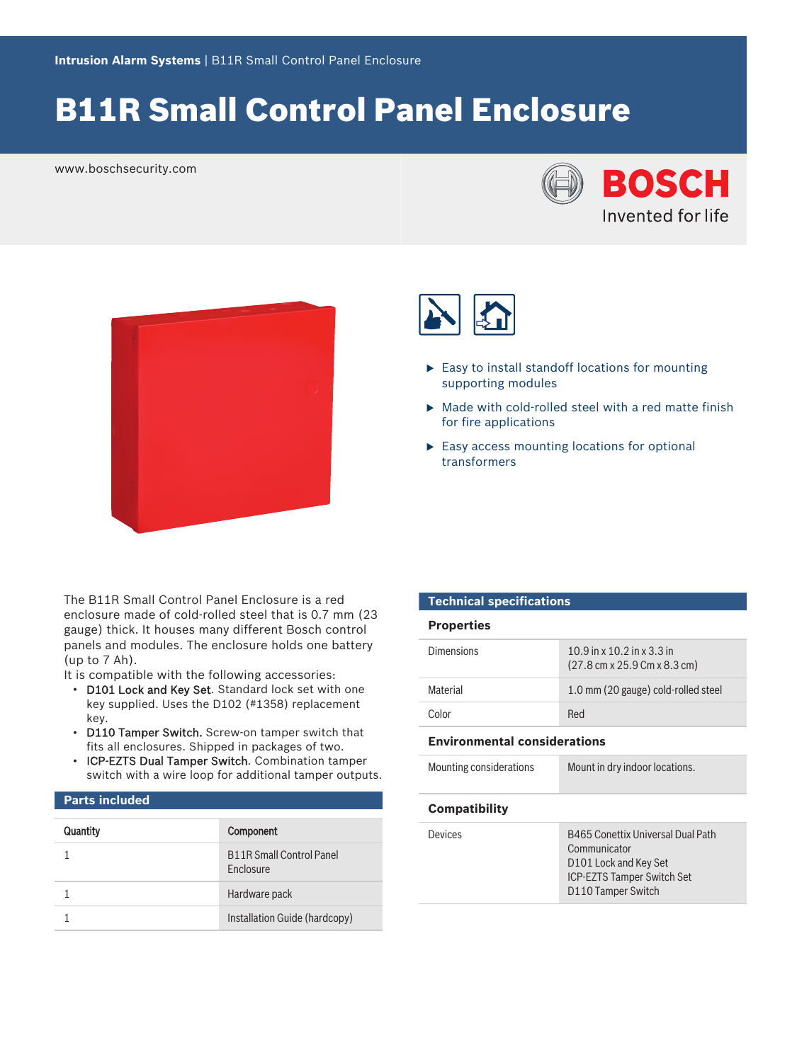Intrusion Alarm Systems | B11R Small Control Panel Enclosure

# B11R Small Control Panel Enclosure

www.boschsecurity.com

- Easy to install standoff locations for mounting supporting modules
- Made with cold-rolled steel with a red matte finish for fire applications
- Easy access mounting locations for optional transformers

The B11R Small Control Panel Enclosure is a red enclosure made of cold-rolled steel that is 0.7 mm (23 gauge) thick. It houses many different Bosch control panels and modules. The enclosure holds one battery (up to 7 Ah).

It is compatible with the following accessories:

- D101 Lock and Key Set. Standard lock set with one key supplied. Uses the D102 (#1358) replacement key.
- D110 Tamper Switch. Screw-on tamper switch that fits all enclosures. Shipped in packages of two.
- ICP-EZTS Dual Tamper Switch. Combination tamper switch with a wire loop for additional tamper outputs.

## Parts included

| Quantity | Component |
| --- | --- |
| 1 | B11R Small Control Panel Enclosure |
| 1 | Hardware pack |
| 1 | Installation Guide (hardcopy) |

## Technical specifications

### Properties

| | |
| --- | --- |
| Dimensions | 10.9 in x 10.2 in x 3.3 in (27.8 cm x 25.9 Cm x 8.3 cm) |
| Material | 1.0 mm (20 gauge) cold-rolled steel |
| Color | Red |

### Environmental considerations

| | |
| --- | --- |
| Mounting considerations | Mount in dry indoor locations. |

### Compatibility

| | |
| --- | --- |
| Devices | B465 Conettix Universal Dual Path Communicator<br>D101 Lock and Key Set<br>ICP-EZTS Tamper Switch Set<br>D110 Tamper Switch |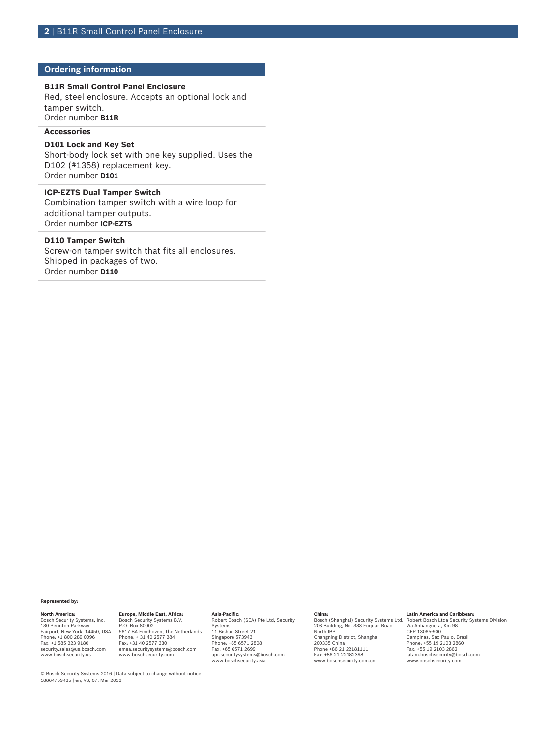## Ordering information

**B11R Small Control Panel Enclosure**
Red, steel enclosure. Accepts an optional lock and tamper switch.
Order number **B11R**

### Accessories

**D101 Lock and Key Set**
Short-body lock set with one key supplied. Uses the D102 (#1358) replacement key.
Order number **D101**

**ICP-EZTS Dual Tamper Switch**
Combination tamper switch with a wire loop for additional tamper outputs.
Order number **ICP-EZTS**

**D110 Tamper Switch**
Screw-on tamper switch that fits all enclosures. Shipped in packages of two.
Order number **D110**

**Represented by:**

**North America:**
Bosch Security Systems, Inc.
130 Perinton Parkway
Fairport, New York, 14450, USA
Phone: +1 800 289 0096
Fax: +1 585 223 9180
security.sales@us.bosch.com
www.boschsecurity.us

**Europe, Middle East, Africa:**
Bosch Security Systems B.V.
P.O. Box 80002
5617 BA Eindhoven, The Netherlands
Phone: + 31 40 2577 284
Fax: +31 40 2577 330
emea.securitysystems@bosch.com
www.boschsecurity.com

**Asia-Pacific:**
Robert Bosch (SEA) Pte Ltd, Security Systems
11 Bishan Street 21
Singapore 573943
Phone: +65 6571 2808
Fax: +65 6571 2699
apr.securitysystems@bosch.com
www.boschsecurity.asia

**China:**
Bosch (Shanghai) Security Systems Ltd.
203 Building, No. 333 Fuquan Road
North IBP
Changning District, Shanghai
200335 China
Phone +86 21 22181111
Fax: +86 21 22182398
www.boschsecurity.com.cn

**Latin America and Caribbean:**
Robert Bosch Ltda Security Systems Division
Via Anhanguera, Km 98
CEP 13065-900
Campinas, Sao Paulo, Brazil
Phone: +55 19 2103 2860
Fax: +55 19 2103 2862
latam.boschsecurity@bosch.com
www.boschsecurity.com

© Bosch Security Systems 2016 | Data subject to change without notice
18864759435 | en, V3, 07. Mar 2016